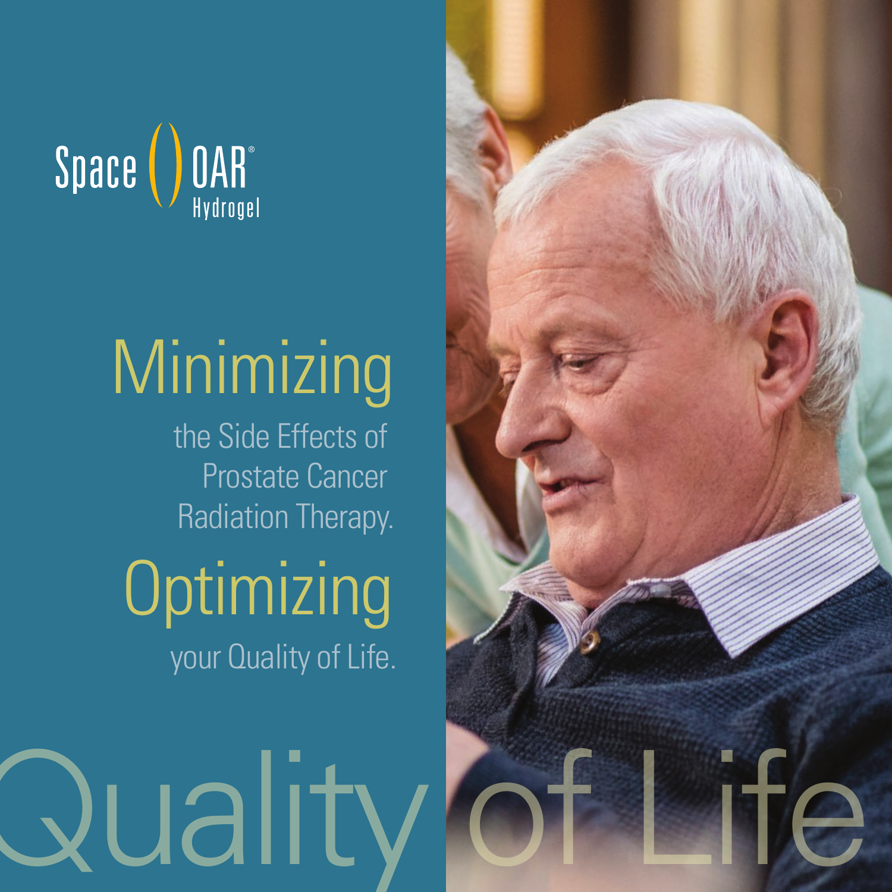SpaceOAR® Hydrogel

# Minimizing

the Side Effects of Prostate Cancer Radiation Therapy.

# Optimizing

your Quality of Life.

Quality of Life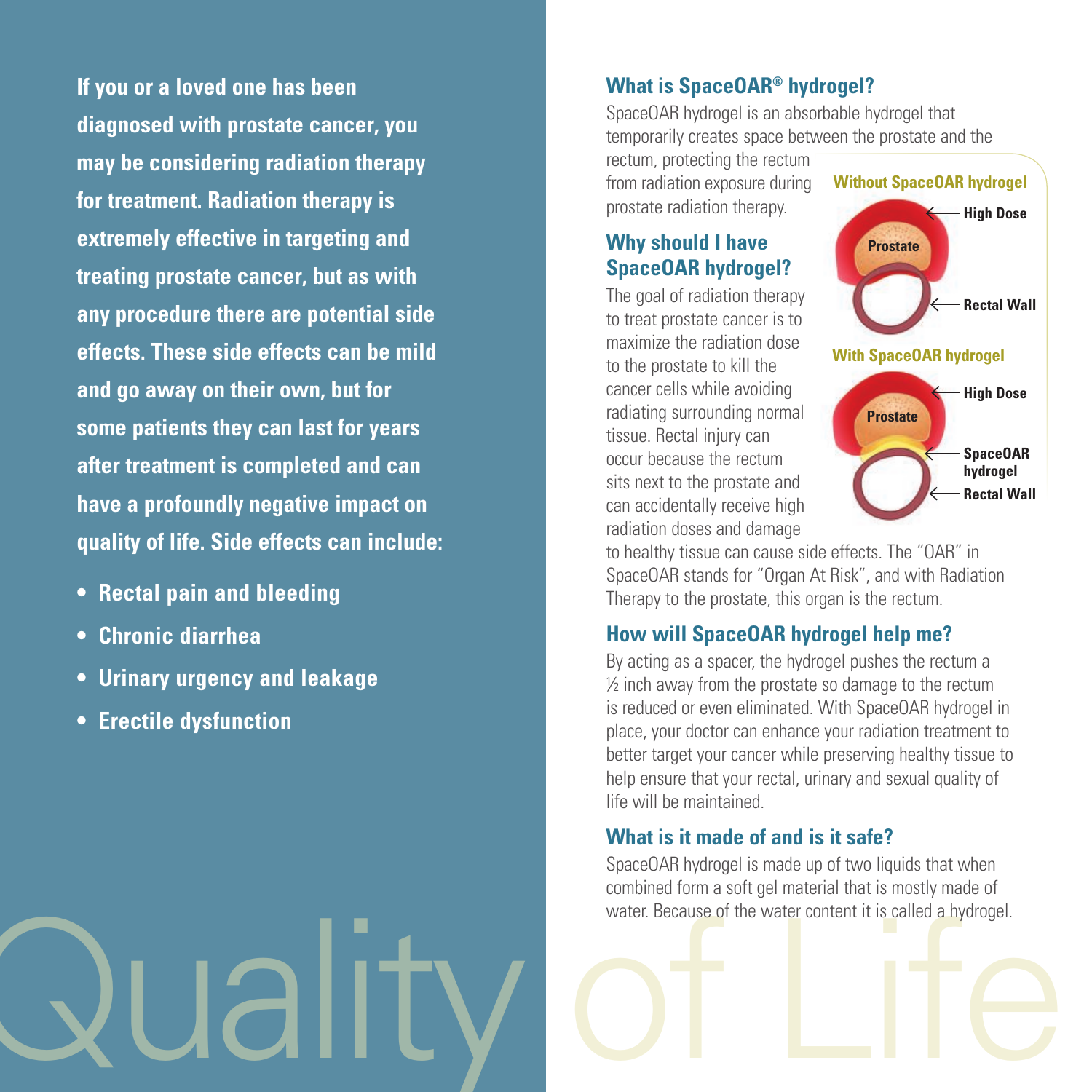**If you or a loved one has been diagnosed with prostate cancer, you may be considering radiation therapy for treatment. Radiation therapy is extremely effective in targeting and treating prostate cancer, but as with any procedure there are potential side effects. These side effects can be mild and go away on their own, but for some patients they can last for years after treatment is completed and can have a profoundly negative impact on quality of life. Side effects can include:**

- **Rectal pain and bleeding**
- **Chronic diarrhea**
- **Urinary urgency and leakage**
- **Erectile dysfunction**

## What is SpaceOAR® hydrogel?

SpaceOAR hydrogel is an absorbable hydrogel that temporarily creates space between the prostate and the rectum, protecting the rectum from radiation exposure during prostate radiation therapy.

**Without SpaceOAR hydrogel**

Prostate — High Dose — Rectal Wall

**With SpaceOAR hydrogel**

Prostate — High Dose — SpaceOAR hydrogel — Rectal Wall

## Why should I have SpaceOAR hydrogel?

The goal of radiation therapy to treat prostate cancer is to maximize the radiation dose to the prostate to kill the cancer cells while avoiding radiating surrounding normal tissue. Rectal injury can occur because the rectum sits next to the prostate and can accidentally receive high radiation doses and damage to healthy tissue can cause side effects. The "OAR" in SpaceOAR stands for "Organ At Risk", and with Radiation Therapy to the prostate, this organ is the rectum.

## How will SpaceOAR hydrogel help me?

By acting as a spacer, the hydrogel pushes the rectum a ½ inch away from the prostate so damage to the rectum is reduced or even eliminated. With SpaceOAR hydrogel in place, your doctor can enhance your radiation treatment to better target your cancer while preserving healthy tissue to help ensure that your rectal, urinary and sexual quality of life will be maintained.

## What is it made of and is it safe?

SpaceOAR hydrogel is made up of two liquids that when combined form a soft gel material that is mostly made of water. Because of the water content it is called a hydrogel.

Quality of Life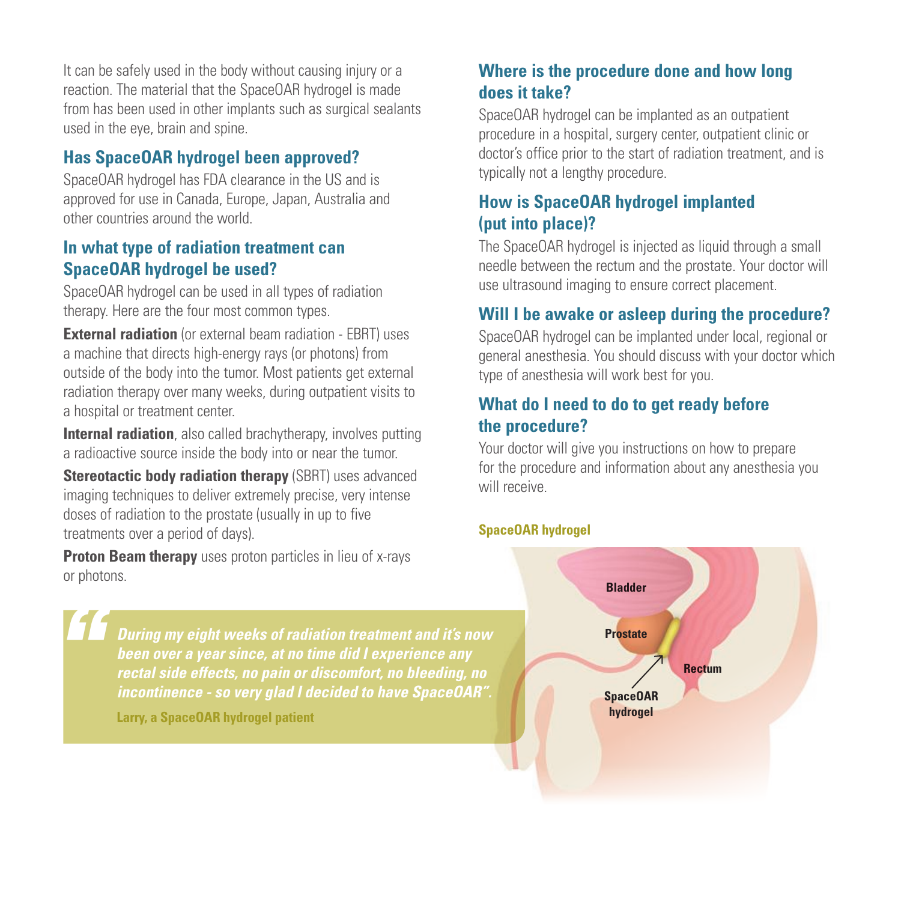It can be safely used in the body without causing injury or a reaction. The material that the SpaceOAR hydrogel is made from has been used in other implants such as surgical sealants used in the eye, brain and spine.

## Has SpaceOAR hydrogel been approved?

SpaceOAR hydrogel has FDA clearance in the US and is approved for use in Canada, Europe, Japan, Australia and other countries around the world.

## In what type of radiation treatment can SpaceOAR hydrogel be used?

SpaceOAR hydrogel can be used in all types of radiation therapy. Here are the four most common types.

**External radiation** (or external beam radiation - EBRT) uses a machine that directs high-energy rays (or photons) from outside of the body into the tumor. Most patients get external radiation therapy over many weeks, during outpatient visits to a hospital or treatment center.

**Internal radiation**, also called brachytherapy, involves putting a radioactive source inside the body into or near the tumor.

**Stereotactic body radiation therapy** (SBRT) uses advanced imaging techniques to deliver extremely precise, very intense doses of radiation to the prostate (usually in up to five treatments over a period of days).

**Proton Beam therapy** uses proton particles in lieu of x-rays or photons.

> ***"During my eight weeks of radiation treatment and it's now been over a year since, at no time did I experience any rectal side effects, no pain or discomfort, no bleeding, no incontinence - so very glad I decided to have SpaceOAR".***
>
> **Larry, a SpaceOAR hydrogel patient**

## Where is the procedure done and how long does it take?

SpaceOAR hydrogel can be implanted as an outpatient procedure in a hospital, surgery center, outpatient clinic or doctor's office prior to the start of radiation treatment, and is typically not a lengthy procedure.

## How is SpaceOAR hydrogel implanted (put into place)?

The SpaceOAR hydrogel is injected as liquid through a small needle between the rectum and the prostate. Your doctor will use ultrasound imaging to ensure correct placement.

## Will I be awake or asleep during the procedure?

SpaceOAR hydrogel can be implanted under local, regional or general anesthesia. You should discuss with your doctor which type of anesthesia will work best for you.

## What do I need to do to get ready before the procedure?

Your doctor will give you instructions on how to prepare for the procedure and information about any anesthesia you will receive.

**SpaceOAR hydrogel**

Bladder

Prostate

Rectum

SpaceOAR hydrogel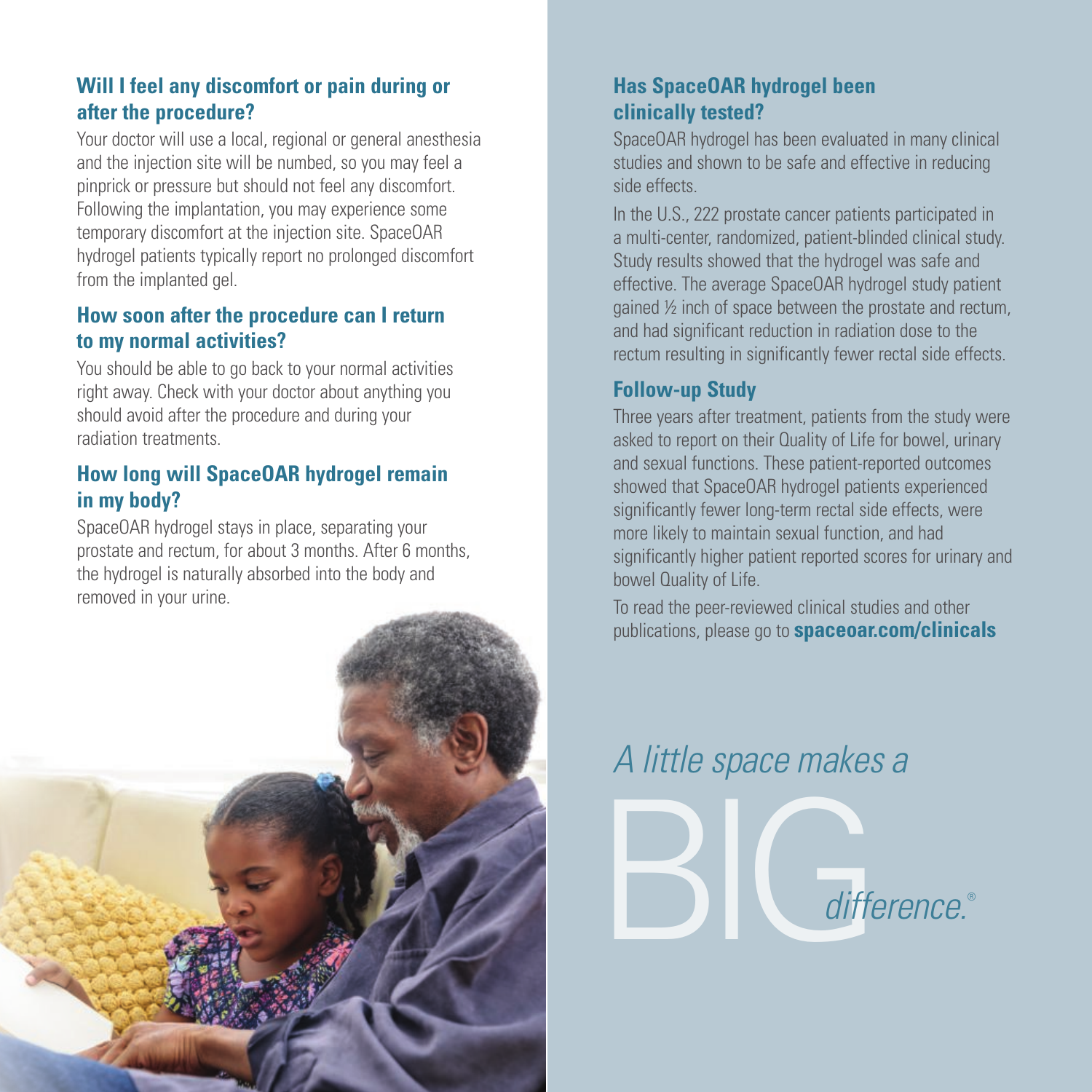### Will I feel any discomfort or pain during or after the procedure?

Your doctor will use a local, regional or general anesthesia and the injection site will be numbed, so you may feel a pinprick or pressure but should not feel any discomfort. Following the implantation, you may experience some temporary discomfort at the injection site. SpaceOAR hydrogel patients typically report no prolonged discomfort from the implanted gel.

### How soon after the procedure can I return to my normal activities?

You should be able to go back to your normal activities right away. Check with your doctor about anything you should avoid after the procedure and during your radiation treatments.

### How long will SpaceOAR hydrogel remain in my body?

SpaceOAR hydrogel stays in place, separating your prostate and rectum, for about 3 months. After 6 months, the hydrogel is naturally absorbed into the body and removed in your urine.

### Has SpaceOAR hydrogel been clinically tested?

SpaceOAR hydrogel has been evaluated in many clinical studies and shown to be safe and effective in reducing side effects.

In the U.S., 222 prostate cancer patients participated in a multi-center, randomized, patient-blinded clinical study. Study results showed that the hydrogel was safe and effective. The average SpaceOAR hydrogel study patient gained ½ inch of space between the prostate and rectum, and had significant reduction in radiation dose to the rectum resulting in significantly fewer rectal side effects.

### Follow-up Study

Three years after treatment, patients from the study were asked to report on their Quality of Life for bowel, urinary and sexual functions. These patient-reported outcomes showed that SpaceOAR hydrogel patients experienced significantly fewer long-term rectal side effects, were more likely to maintain sexual function, and had significantly higher patient reported scores for urinary and bowel Quality of Life.

To read the peer-reviewed clinical studies and other publications, please go to **spaceoar.com/clinicals**

*A little space makes a* BIG *difference.*®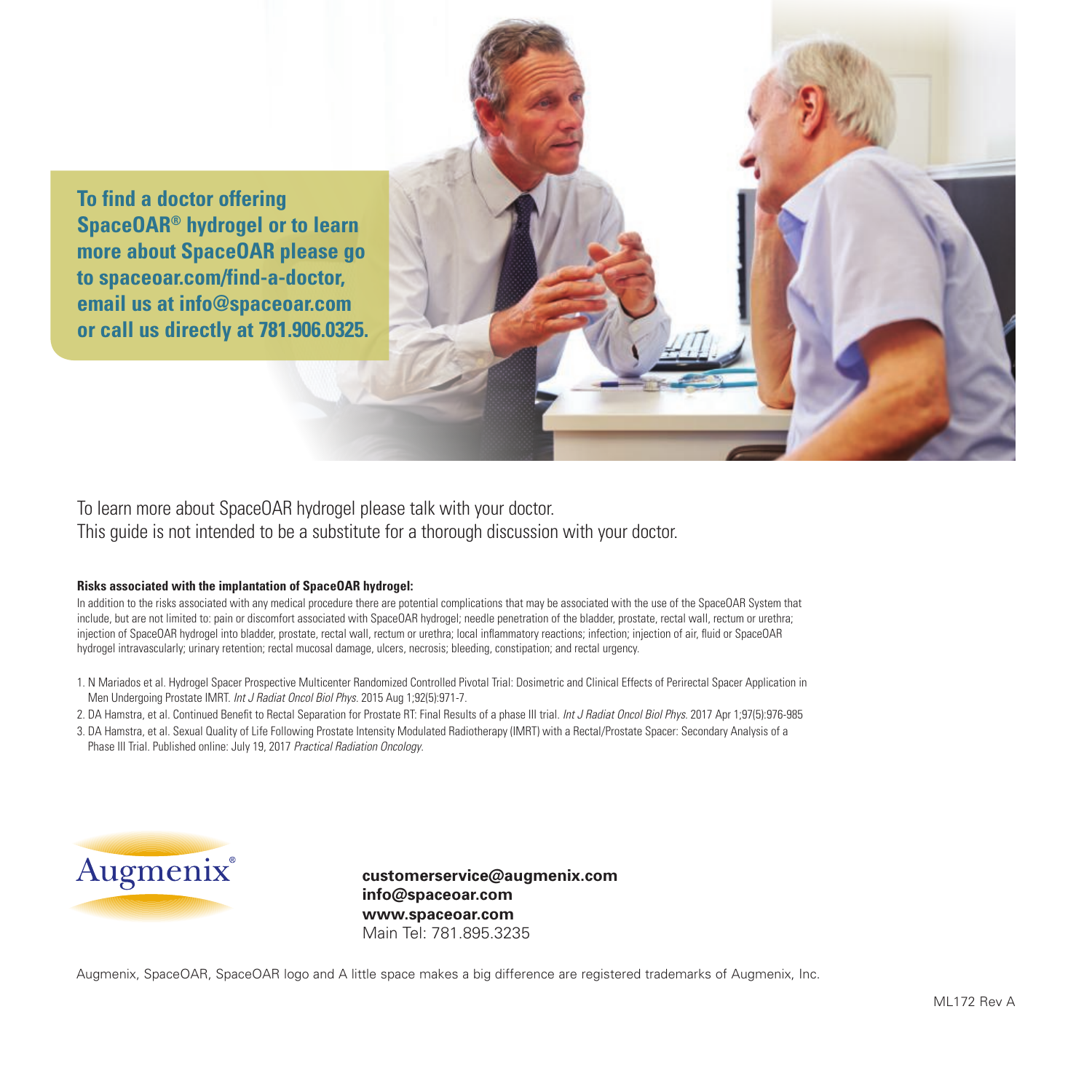**To find a doctor offering SpaceOAR® hydrogel or to learn more about SpaceOAR please go to spaceoar.com/find-a-doctor, email us at info@spaceoar.com or call us directly at 781.906.0325.**

To learn more about SpaceOAR hydrogel please talk with your doctor.
This guide is not intended to be a substitute for a thorough discussion with your doctor.

**Risks associated with the implantation of SpaceOAR hydrogel:**

In addition to the risks associated with any medical procedure there are potential complications that may be associated with the use of the SpaceOAR System that include, but are not limited to: pain or discomfort associated with SpaceOAR hydrogel; needle penetration of the bladder, prostate, rectal wall, rectum or urethra; injection of SpaceOAR hydrogel into bladder, prostate, rectal wall, rectum or urethra; local inflammatory reactions; infection; injection of air, fluid or SpaceOAR hydrogel intravascularly; urinary retention; rectal mucosal damage, ulcers, necrosis; bleeding, constipation; and rectal urgency.

1. N Mariados et al. Hydrogel Spacer Prospective Multicenter Randomized Controlled Pivotal Trial: Dosimetric and Clinical Effects of Perirectal Spacer Application in Men Undergoing Prostate IMRT. *Int J Radiat Oncol Biol Phys*. 2015 Aug 1;92(5):971-7.
2. DA Hamstra, et al. Continued Benefit to Rectal Separation for Prostate RT: Final Results of a phase III trial. *Int J Radiat Oncol Biol Phys*. 2017 Apr 1;97(5):976-985
3. DA Hamstra, et al. Sexual Quality of Life Following Prostate Intensity Modulated Radiotherapy (IMRT) with a Rectal/Prostate Spacer: Secondary Analysis of a Phase III Trial. Published online: July 19, 2017 *Practical Radiation Oncology*.

Augmenix®

**customerservice@augmenix.com**
**info@spaceoar.com**
**www.spaceoar.com**
Main Tel: 781.895.3235

Augmenix, SpaceOAR, SpaceOAR logo and A little space makes a big difference are registered trademarks of Augmenix, Inc.

ML172 Rev A